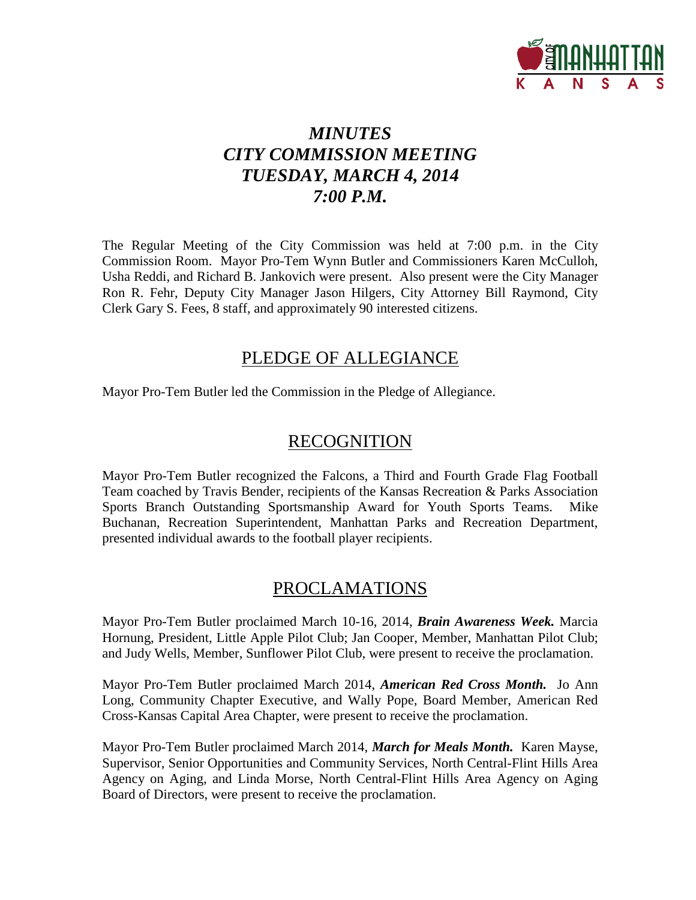# *MINUTES*
# *CITY COMMISSION MEETING*
# *TUESDAY, MARCH 4, 2014*
# *7:00 P.M.*

The Regular Meeting of the City Commission was held at 7:00 p.m. in the City Commission Room. Mayor Pro-Tem Wynn Butler and Commissioners Karen McCulloh, Usha Reddi, and Richard B. Jankovich were present. Also present were the City Manager Ron R. Fehr, Deputy City Manager Jason Hilgers, City Attorney Bill Raymond, City Clerk Gary S. Fees, 8 staff, and approximately 90 interested citizens.

## PLEDGE OF ALLEGIANCE

Mayor Pro-Tem Butler led the Commission in the Pledge of Allegiance.

## RECOGNITION

Mayor Pro-Tem Butler recognized the Falcons, a Third and Fourth Grade Flag Football Team coached by Travis Bender, recipients of the Kansas Recreation & Parks Association Sports Branch Outstanding Sportsmanship Award for Youth Sports Teams. Mike Buchanan, Recreation Superintendent, Manhattan Parks and Recreation Department, presented individual awards to the football player recipients.

## PROCLAMATIONS

Mayor Pro-Tem Butler proclaimed March 10-16, 2014, ***Brain Awareness Week.*** Marcia Hornung, President, Little Apple Pilot Club; Jan Cooper, Member, Manhattan Pilot Club; and Judy Wells, Member, Sunflower Pilot Club, were present to receive the proclamation.

Mayor Pro-Tem Butler proclaimed March 2014, ***American Red Cross Month.*** Jo Ann Long, Community Chapter Executive, and Wally Pope, Board Member, American Red Cross-Kansas Capital Area Chapter, were present to receive the proclamation.

Mayor Pro-Tem Butler proclaimed March 2014, ***March for Meals Month.*** Karen Mayse, Supervisor, Senior Opportunities and Community Services, North Central-Flint Hills Area Agency on Aging, and Linda Morse, North Central-Flint Hills Area Agency on Aging Board of Directors, were present to receive the proclamation.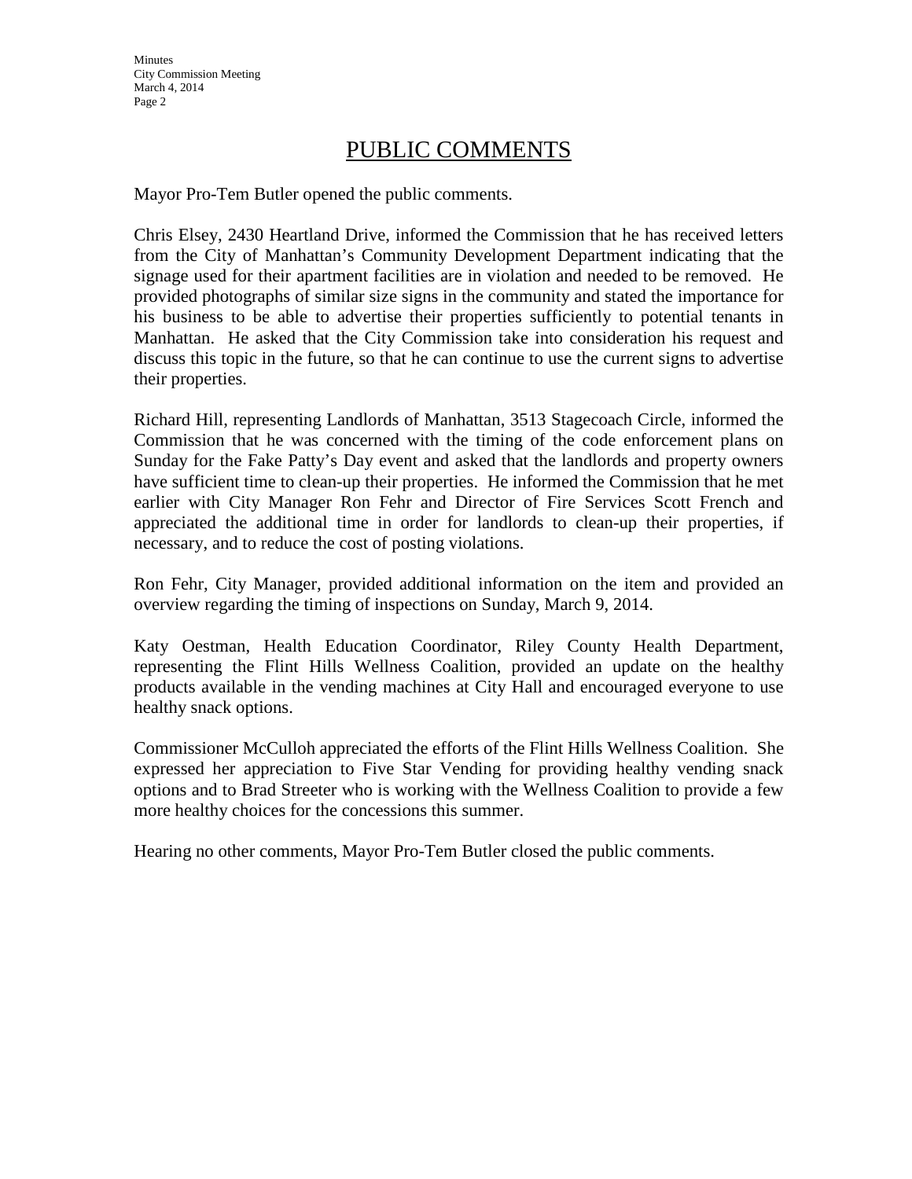# PUBLIC COMMENTS

Mayor Pro-Tem Butler opened the public comments.

Chris Elsey, 2430 Heartland Drive, informed the Commission that he has received letters from the City of Manhattan's Community Development Department indicating that the signage used for their apartment facilities are in violation and needed to be removed. He provided photographs of similar size signs in the community and stated the importance for his business to be able to advertise their properties sufficiently to potential tenants in Manhattan. He asked that the City Commission take into consideration his request and discuss this topic in the future, so that he can continue to use the current signs to advertise their properties.

Richard Hill, representing Landlords of Manhattan, 3513 Stagecoach Circle, informed the Commission that he was concerned with the timing of the code enforcement plans on Sunday for the Fake Patty's Day event and asked that the landlords and property owners have sufficient time to clean-up their properties. He informed the Commission that he met earlier with City Manager Ron Fehr and Director of Fire Services Scott French and appreciated the additional time in order for landlords to clean-up their properties, if necessary, and to reduce the cost of posting violations.

Ron Fehr, City Manager, provided additional information on the item and provided an overview regarding the timing of inspections on Sunday, March 9, 2014.

Katy Oestman, Health Education Coordinator, Riley County Health Department, representing the Flint Hills Wellness Coalition, provided an update on the healthy products available in the vending machines at City Hall and encouraged everyone to use healthy snack options.

Commissioner McCulloh appreciated the efforts of the Flint Hills Wellness Coalition. She expressed her appreciation to Five Star Vending for providing healthy vending snack options and to Brad Streeter who is working with the Wellness Coalition to provide a few more healthy choices for the concessions this summer.

Hearing no other comments, Mayor Pro-Tem Butler closed the public comments.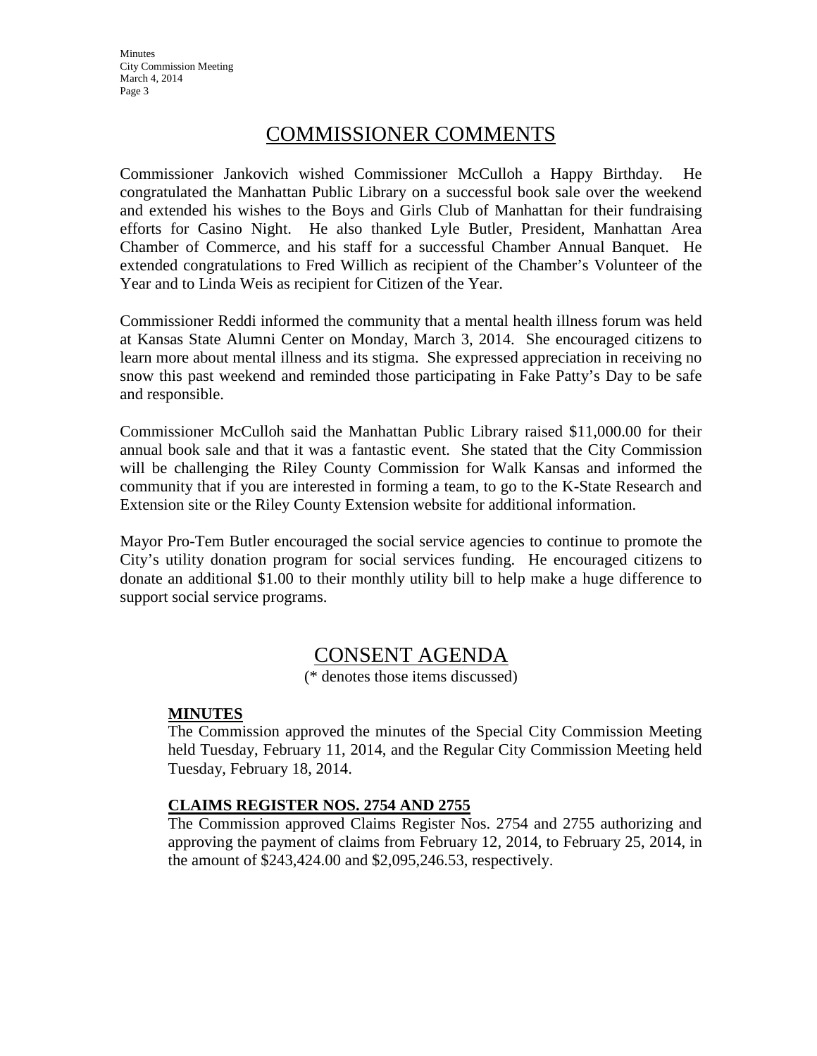## COMMISSIONER COMMENTS

Commissioner Jankovich wished Commissioner McCulloh a Happy Birthday. He congratulated the Manhattan Public Library on a successful book sale over the weekend and extended his wishes to the Boys and Girls Club of Manhattan for their fundraising efforts for Casino Night. He also thanked Lyle Butler, President, Manhattan Area Chamber of Commerce, and his staff for a successful Chamber Annual Banquet. He extended congratulations to Fred Willich as recipient of the Chamber's Volunteer of the Year and to Linda Weis as recipient for Citizen of the Year.

Commissioner Reddi informed the community that a mental health illness forum was held at Kansas State Alumni Center on Monday, March 3, 2014. She encouraged citizens to learn more about mental illness and its stigma. She expressed appreciation in receiving no snow this past weekend and reminded those participating in Fake Patty's Day to be safe and responsible.

Commissioner McCulloh said the Manhattan Public Library raised $11,000.00 for their annual book sale and that it was a fantastic event. She stated that the City Commission will be challenging the Riley County Commission for Walk Kansas and informed the community that if you are interested in forming a team, to go to the K-State Research and Extension site or the Riley County Extension website for additional information.

Mayor Pro-Tem Butler encouraged the social service agencies to continue to promote the City's utility donation program for social services funding. He encouraged citizens to donate an additional $1.00 to their monthly utility bill to help make a huge difference to support social service programs.

## CONSENT AGENDA

(* denotes those items discussed)

**MINUTES**

The Commission approved the minutes of the Special City Commission Meeting held Tuesday, February 11, 2014, and the Regular City Commission Meeting held Tuesday, February 18, 2014.

**CLAIMS REGISTER NOS. 2754 AND 2755**

The Commission approved Claims Register Nos. 2754 and 2755 authorizing and approving the payment of claims from February 12, 2014, to February 25, 2014, in the amount of $243,424.00 and $2,095,246.53, respectively.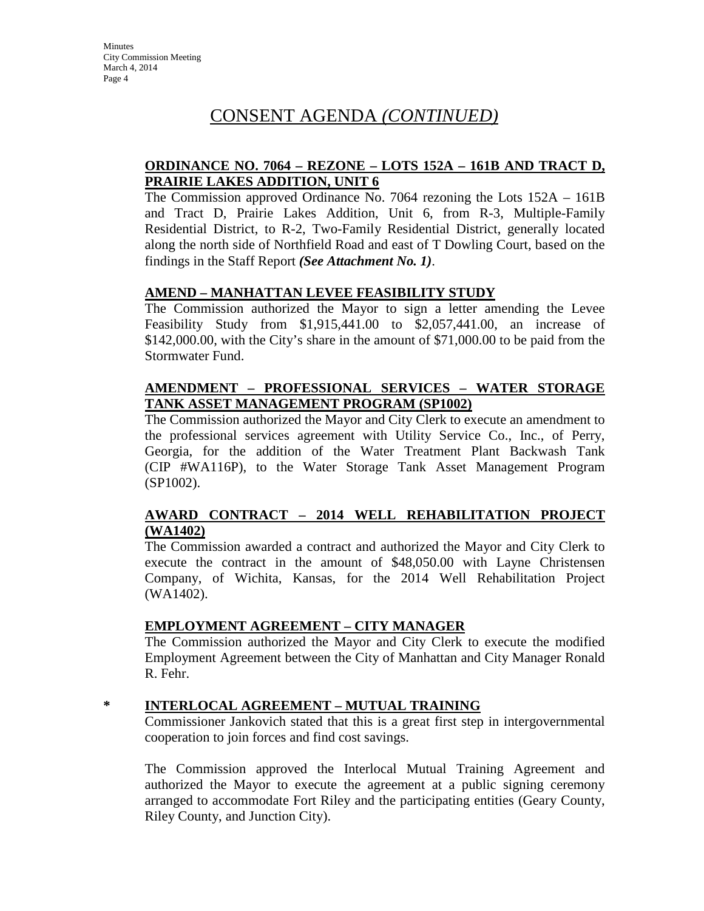# CONSENT AGENDA *(CONTINUED)*

**ORDINANCE NO. 7064 – REZONE – LOTS 152A – 161B AND TRACT D, PRAIRIE LAKES ADDITION, UNIT 6**

The Commission approved Ordinance No. 7064 rezoning the Lots 152A – 161B and Tract D, Prairie Lakes Addition, Unit 6, from R-3, Multiple-Family Residential District, to R-2, Two-Family Residential District, generally located along the north side of Northfield Road and east of T Dowling Court, based on the findings in the Staff Report ***(See Attachment No. 1)***.

**AMEND – MANHATTAN LEVEE FEASIBILITY STUDY**

The Commission authorized the Mayor to sign a letter amending the Levee Feasibility Study from $1,915,441.00 to $2,057,441.00, an increase of $142,000.00, with the City's share in the amount of $71,000.00 to be paid from the Stormwater Fund.

**AMENDMENT – PROFESSIONAL SERVICES – WATER STORAGE TANK ASSET MANAGEMENT PROGRAM (SP1002)**

The Commission authorized the Mayor and City Clerk to execute an amendment to the professional services agreement with Utility Service Co., Inc., of Perry, Georgia, for the addition of the Water Treatment Plant Backwash Tank (CIP #WA116P), to the Water Storage Tank Asset Management Program (SP1002).

**AWARD CONTRACT – 2014 WELL REHABILITATION PROJECT (WA1402)**

The Commission awarded a contract and authorized the Mayor and City Clerk to execute the contract in the amount of $48,050.00 with Layne Christensen Company, of Wichita, Kansas, for the 2014 Well Rehabilitation Project (WA1402).

**EMPLOYMENT AGREEMENT – CITY MANAGER**

The Commission authorized the Mayor and City Clerk to execute the modified Employment Agreement between the City of Manhattan and City Manager Ronald R. Fehr.

**\* INTERLOCAL AGREEMENT – MUTUAL TRAINING**

Commissioner Jankovich stated that this is a great first step in intergovernmental cooperation to join forces and find cost savings.

The Commission approved the Interlocal Mutual Training Agreement and authorized the Mayor to execute the agreement at a public signing ceremony arranged to accommodate Fort Riley and the participating entities (Geary County, Riley County, and Junction City).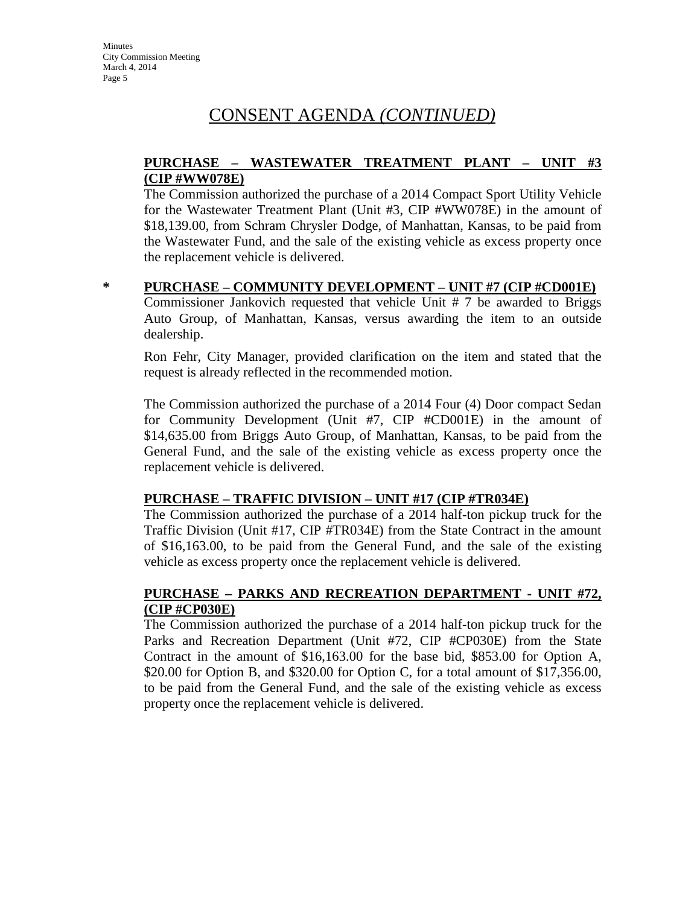# CONSENT AGENDA *(CONTINUED)*

**PURCHASE – WASTEWATER TREATMENT PLANT – UNIT #3 (CIP #WW078E)**

The Commission authorized the purchase of a 2014 Compact Sport Utility Vehicle for the Wastewater Treatment Plant (Unit #3, CIP #WW078E) in the amount of $18,139.00, from Schram Chrysler Dodge, of Manhattan, Kansas, to be paid from the Wastewater Fund, and the sale of the existing vehicle as excess property once the replacement vehicle is delivered.

**\* PURCHASE – COMMUNITY DEVELOPMENT – UNIT #7 (CIP #CD001E)**

Commissioner Jankovich requested that vehicle Unit # 7 be awarded to Briggs Auto Group, of Manhattan, Kansas, versus awarding the item to an outside dealership.

Ron Fehr, City Manager, provided clarification on the item and stated that the request is already reflected in the recommended motion.

The Commission authorized the purchase of a 2014 Four (4) Door compact Sedan for Community Development (Unit #7, CIP #CD001E) in the amount of $14,635.00 from Briggs Auto Group, of Manhattan, Kansas, to be paid from the General Fund, and the sale of the existing vehicle as excess property once the replacement vehicle is delivered.

**PURCHASE – TRAFFIC DIVISION – UNIT #17 (CIP #TR034E)**

The Commission authorized the purchase of a 2014 half-ton pickup truck for the Traffic Division (Unit #17, CIP #TR034E) from the State Contract in the amount of $16,163.00, to be paid from the General Fund, and the sale of the existing vehicle as excess property once the replacement vehicle is delivered.

**PURCHASE – PARKS AND RECREATION DEPARTMENT - UNIT #72, (CIP #CP030E)**

The Commission authorized the purchase of a 2014 half-ton pickup truck for the Parks and Recreation Department (Unit #72, CIP #CP030E) from the State Contract in the amount of $16,163.00 for the base bid, $853.00 for Option A, $20.00 for Option B, and $320.00 for Option C, for a total amount of $17,356.00, to be paid from the General Fund, and the sale of the existing vehicle as excess property once the replacement vehicle is delivered.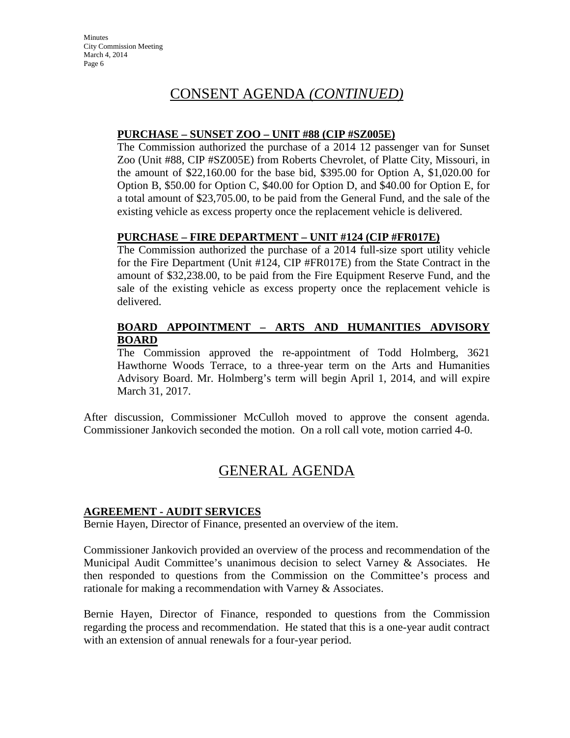# CONSENT AGENDA *(CONTINUED)*

**PURCHASE – SUNSET ZOO – UNIT #88 (CIP #SZ005E)**

The Commission authorized the purchase of a 2014 12 passenger van for Sunset Zoo (Unit #88, CIP #SZ005E) from Roberts Chevrolet, of Platte City, Missouri, in the amount of $22,160.00 for the base bid, $395.00 for Option A, $1,020.00 for Option B, $50.00 for Option C, $40.00 for Option D, and $40.00 for Option E, for a total amount of $23,705.00, to be paid from the General Fund, and the sale of the existing vehicle as excess property once the replacement vehicle is delivered.

**PURCHASE – FIRE DEPARTMENT – UNIT #124 (CIP #FR017E)**

The Commission authorized the purchase of a 2014 full-size sport utility vehicle for the Fire Department (Unit #124, CIP #FR017E) from the State Contract in the amount of $32,238.00, to be paid from the Fire Equipment Reserve Fund, and the sale of the existing vehicle as excess property once the replacement vehicle is delivered.

**BOARD APPOINTMENT – ARTS AND HUMANITIES ADVISORY BOARD**

The Commission approved the re-appointment of Todd Holmberg, 3621 Hawthorne Woods Terrace, to a three-year term on the Arts and Humanities Advisory Board. Mr. Holmberg's term will begin April 1, 2014, and will expire March 31, 2017.

After discussion, Commissioner McCulloh moved to approve the consent agenda. Commissioner Jankovich seconded the motion. On a roll call vote, motion carried 4-0.

# GENERAL AGENDA

**AGREEMENT - AUDIT SERVICES**

Bernie Hayen, Director of Finance, presented an overview of the item.

Commissioner Jankovich provided an overview of the process and recommendation of the Municipal Audit Committee's unanimous decision to select Varney & Associates. He then responded to questions from the Commission on the Committee's process and rationale for making a recommendation with Varney & Associates.

Bernie Hayen, Director of Finance, responded to questions from the Commission regarding the process and recommendation. He stated that this is a one-year audit contract with an extension of annual renewals for a four-year period.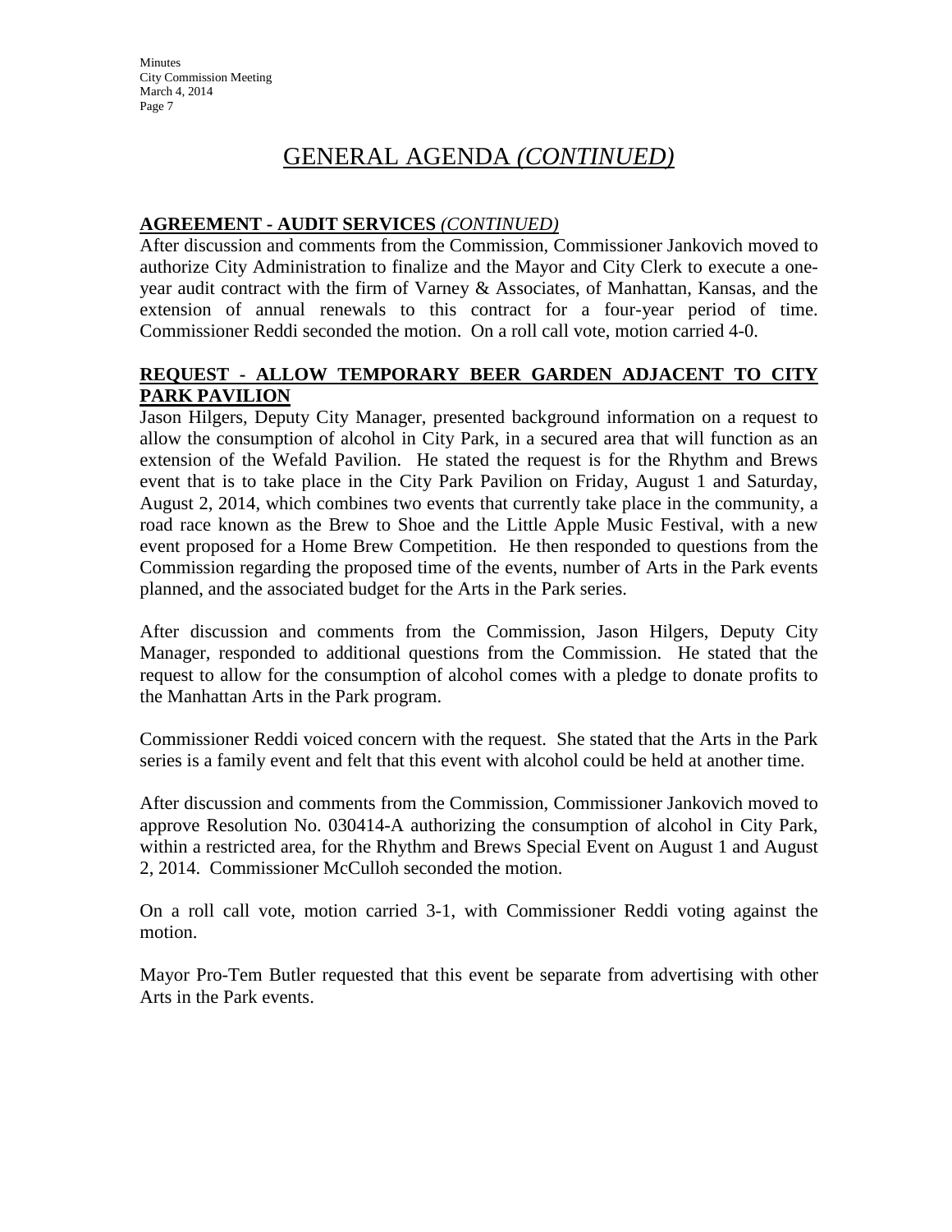# GENERAL AGENDA *(CONTINUED)*

**AGREEMENT - AUDIT SERVICES** *(CONTINUED)*

After discussion and comments from the Commission, Commissioner Jankovich moved to authorize City Administration to finalize and the Mayor and City Clerk to execute a one-year audit contract with the firm of Varney & Associates, of Manhattan, Kansas, and the extension of annual renewals to this contract for a four-year period of time. Commissioner Reddi seconded the motion. On a roll call vote, motion carried 4-0.

**REQUEST - ALLOW TEMPORARY BEER GARDEN ADJACENT TO CITY PARK PAVILION**

Jason Hilgers, Deputy City Manager, presented background information on a request to allow the consumption of alcohol in City Park, in a secured area that will function as an extension of the Wefald Pavilion. He stated the request is for the Rhythm and Brews event that is to take place in the City Park Pavilion on Friday, August 1 and Saturday, August 2, 2014, which combines two events that currently take place in the community, a road race known as the Brew to Shoe and the Little Apple Music Festival, with a new event proposed for a Home Brew Competition. He then responded to questions from the Commission regarding the proposed time of the events, number of Arts in the Park events planned, and the associated budget for the Arts in the Park series.

After discussion and comments from the Commission, Jason Hilgers, Deputy City Manager, responded to additional questions from the Commission. He stated that the request to allow for the consumption of alcohol comes with a pledge to donate profits to the Manhattan Arts in the Park program.

Commissioner Reddi voiced concern with the request. She stated that the Arts in the Park series is a family event and felt that this event with alcohol could be held at another time.

After discussion and comments from the Commission, Commissioner Jankovich moved to approve Resolution No. 030414-A authorizing the consumption of alcohol in City Park, within a restricted area, for the Rhythm and Brews Special Event on August 1 and August 2, 2014. Commissioner McCulloh seconded the motion.

On a roll call vote, motion carried 3-1, with Commissioner Reddi voting against the motion.

Mayor Pro-Tem Butler requested that this event be separate from advertising with other Arts in the Park events.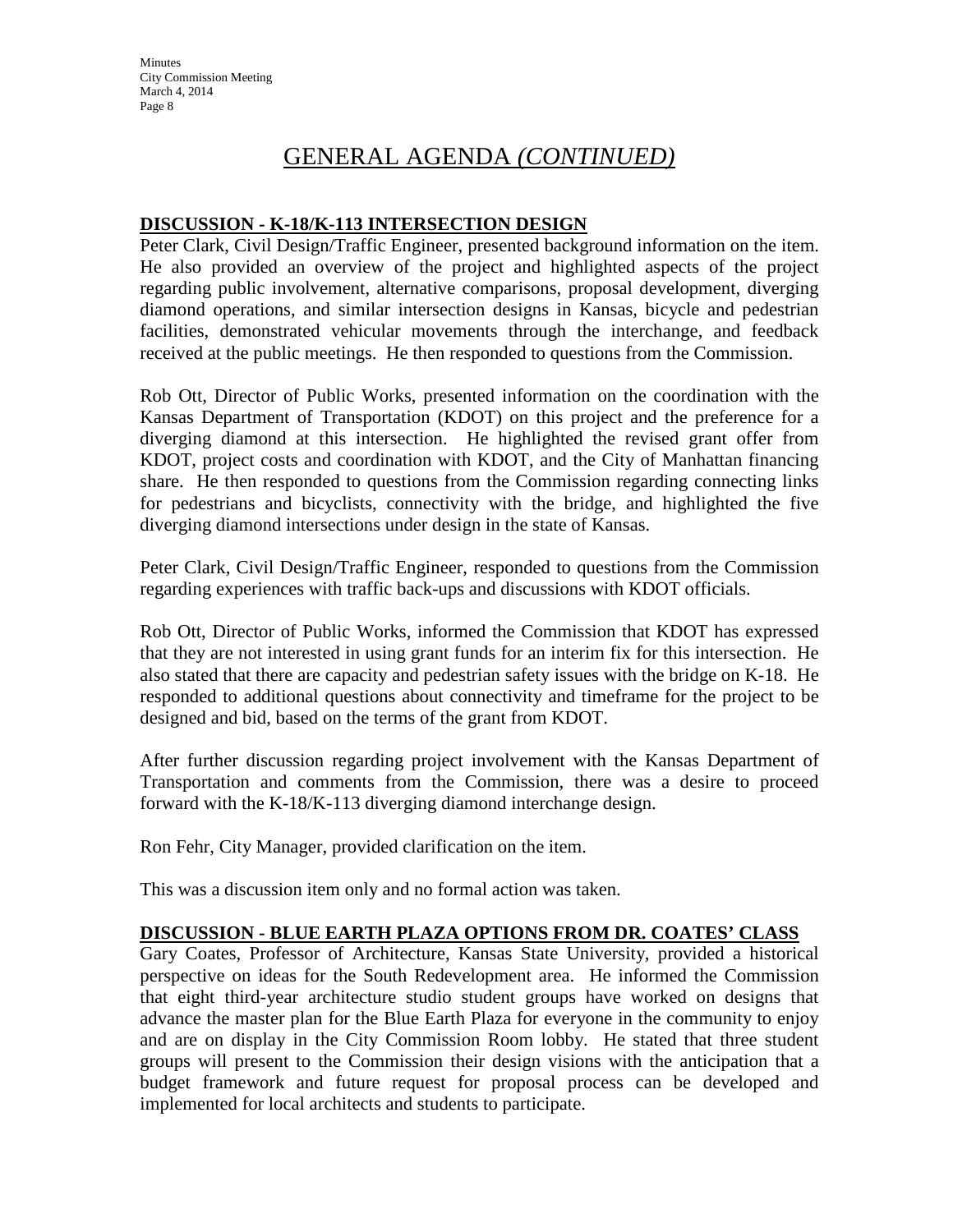## GENERAL AGENDA *(CONTINUED)*

**DISCUSSION - K-18/K-113 INTERSECTION DESIGN**

Peter Clark, Civil Design/Traffic Engineer, presented background information on the item. He also provided an overview of the project and highlighted aspects of the project regarding public involvement, alternative comparisons, proposal development, diverging diamond operations, and similar intersection designs in Kansas, bicycle and pedestrian facilities, demonstrated vehicular movements through the interchange, and feedback received at the public meetings. He then responded to questions from the Commission.

Rob Ott, Director of Public Works, presented information on the coordination with the Kansas Department of Transportation (KDOT) on this project and the preference for a diverging diamond at this intersection. He highlighted the revised grant offer from KDOT, project costs and coordination with KDOT, and the City of Manhattan financing share. He then responded to questions from the Commission regarding connecting links for pedestrians and bicyclists, connectivity with the bridge, and highlighted the five diverging diamond intersections under design in the state of Kansas.

Peter Clark, Civil Design/Traffic Engineer, responded to questions from the Commission regarding experiences with traffic back-ups and discussions with KDOT officials.

Rob Ott, Director of Public Works, informed the Commission that KDOT has expressed that they are not interested in using grant funds for an interim fix for this intersection. He also stated that there are capacity and pedestrian safety issues with the bridge on K-18. He responded to additional questions about connectivity and timeframe for the project to be designed and bid, based on the terms of the grant from KDOT.

After further discussion regarding project involvement with the Kansas Department of Transportation and comments from the Commission, there was a desire to proceed forward with the K-18/K-113 diverging diamond interchange design.

Ron Fehr, City Manager, provided clarification on the item.

This was a discussion item only and no formal action was taken.

**DISCUSSION - BLUE EARTH PLAZA OPTIONS FROM DR. COATES' CLASS**

Gary Coates, Professor of Architecture, Kansas State University, provided a historical perspective on ideas for the South Redevelopment area. He informed the Commission that eight third-year architecture studio student groups have worked on designs that advance the master plan for the Blue Earth Plaza for everyone in the community to enjoy and are on display in the City Commission Room lobby. He stated that three student groups will present to the Commission their design visions with the anticipation that a budget framework and future request for proposal process can be developed and implemented for local architects and students to participate.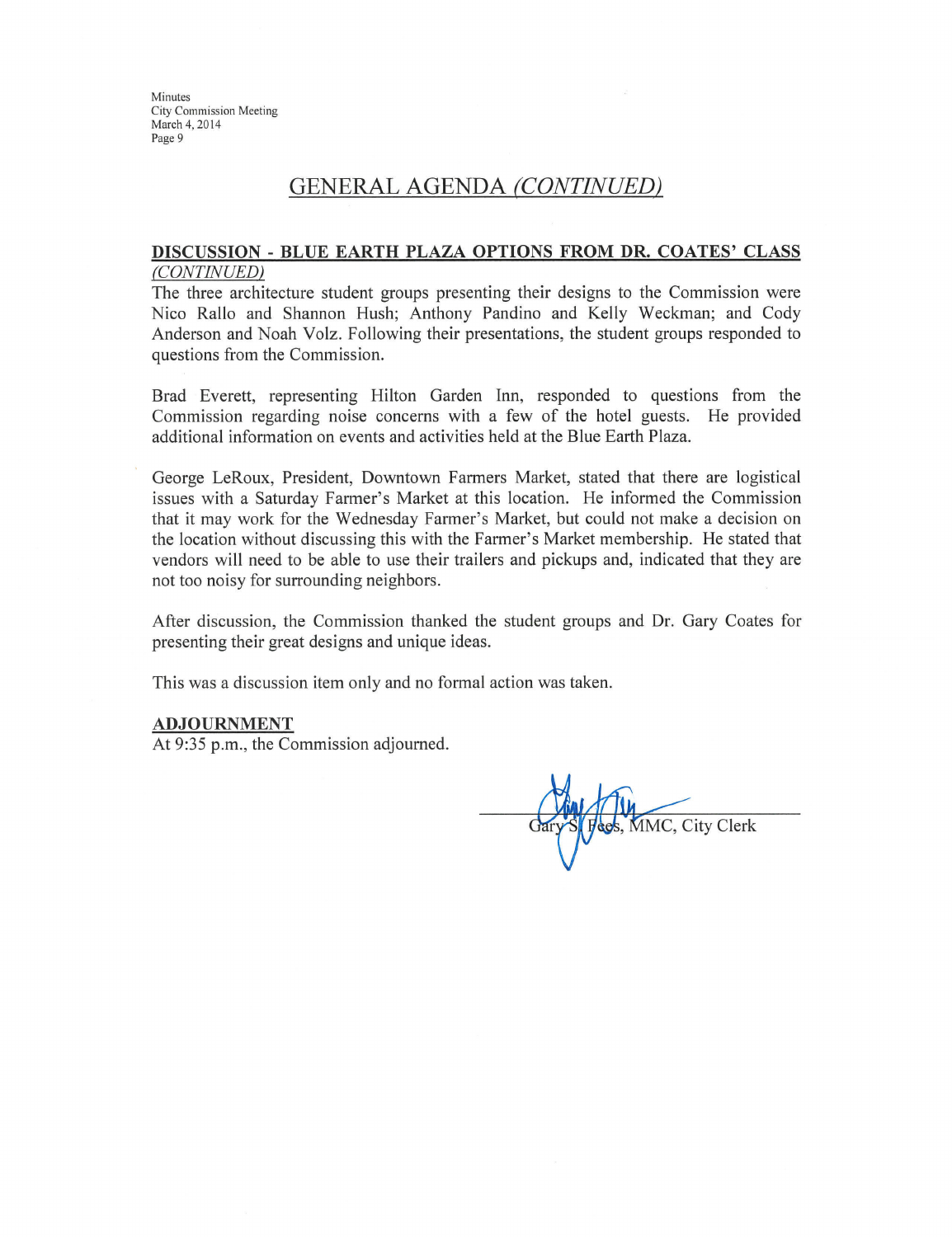## GENERAL AGENDA *(CONTINUED)*

**DISCUSSION - BLUE EARTH PLAZA OPTIONS FROM DR. COATES' CLASS** *(CONTINUED)*

The three architecture student groups presenting their designs to the Commission were Nico Rallo and Shannon Hush; Anthony Pandino and Kelly Weckman; and Cody Anderson and Noah Volz. Following their presentations, the student groups responded to questions from the Commission.

Brad Everett, representing Hilton Garden Inn, responded to questions from the Commission regarding noise concerns with a few of the hotel guests. He provided additional information on events and activities held at the Blue Earth Plaza.

George LeRoux, President, Downtown Farmers Market, stated that there are logistical issues with a Saturday Farmer's Market at this location. He informed the Commission that it may work for the Wednesday Farmer's Market, but could not make a decision on the location without discussing this with the Farmer's Market membership. He stated that vendors will need to be able to use their trailers and pickups and, indicated that they are not too noisy for surrounding neighbors.

After discussion, the Commission thanked the student groups and Dr. Gary Coates for presenting their great designs and unique ideas.

This was a discussion item only and no formal action was taken.

**ADJOURNMENT**

At 9:35 p.m., the Commission adjourned.

Gary S. Fees, MMC, City Clerk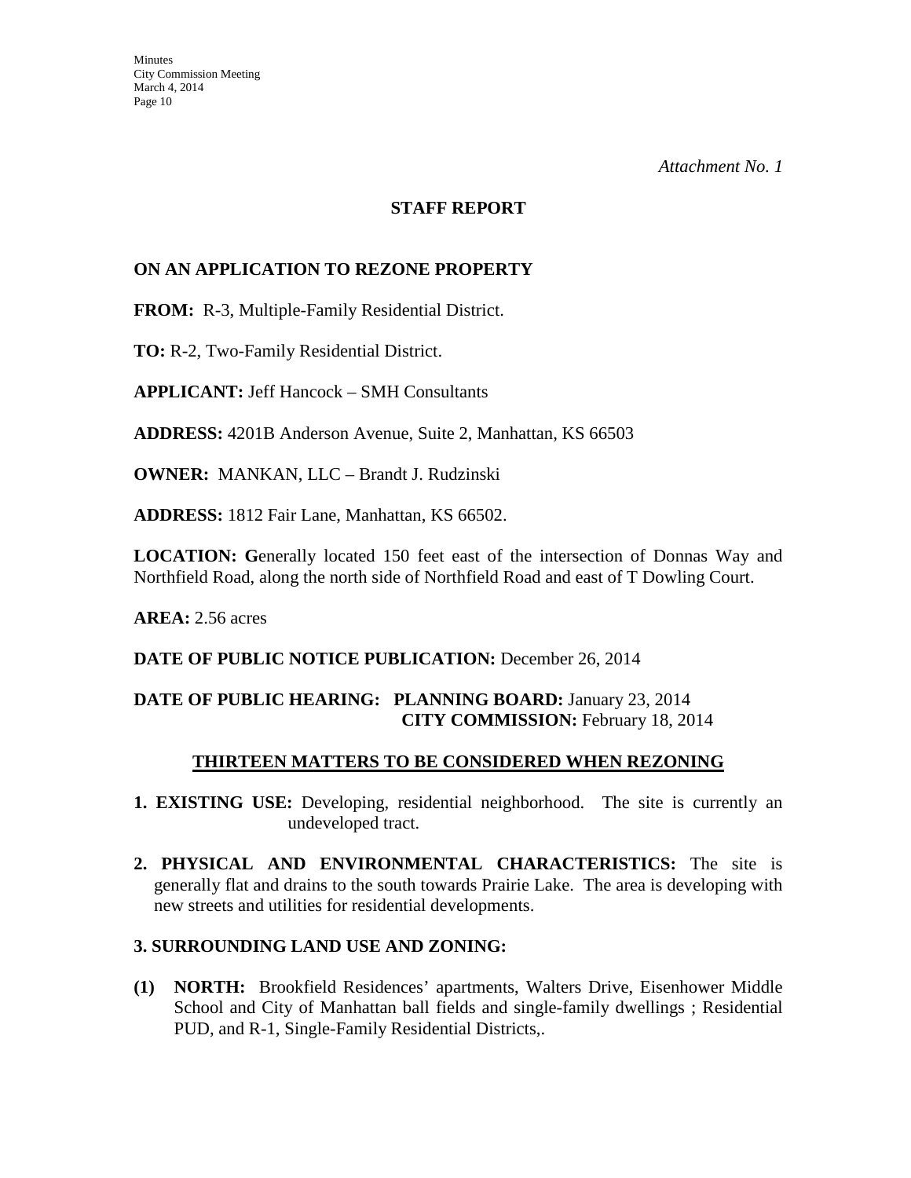*Attachment No. 1*

**STAFF REPORT**

**ON AN APPLICATION TO REZONE PROPERTY**

**FROM:** R-3, Multiple-Family Residential District.

**TO:** R-2, Two-Family Residential District.

**APPLICANT:** Jeff Hancock – SMH Consultants

**ADDRESS:** 4201B Anderson Avenue, Suite 2, Manhattan, KS 66503

**OWNER:** MANKAN, LLC – Brandt J. Rudzinski

**ADDRESS:** 1812 Fair Lane, Manhattan, KS 66502.

**LOCATION: G**enerally located 150 feet east of the intersection of Donnas Way and Northfield Road, along the north side of Northfield Road and east of T Dowling Court.

**AREA:** 2.56 acres

**DATE OF PUBLIC NOTICE PUBLICATION:** December 26, 2014

**DATE OF PUBLIC HEARING: PLANNING BOARD:** January 23, 2014
**CITY COMMISSION:** February 18, 2014

**THIRTEEN MATTERS TO BE CONSIDERED WHEN REZONING**

**1. EXISTING USE:** Developing, residential neighborhood. The site is currently an undeveloped tract.

**2. PHYSICAL AND ENVIRONMENTAL CHARACTERISTICS:** The site is generally flat and drains to the south towards Prairie Lake. The area is developing with new streets and utilities for residential developments.

**3. SURROUNDING LAND USE AND ZONING:**

**(1) NORTH:** Brookfield Residences' apartments, Walters Drive, Eisenhower Middle School and City of Manhattan ball fields and single-family dwellings ; Residential PUD, and R-1, Single-Family Residential Districts,.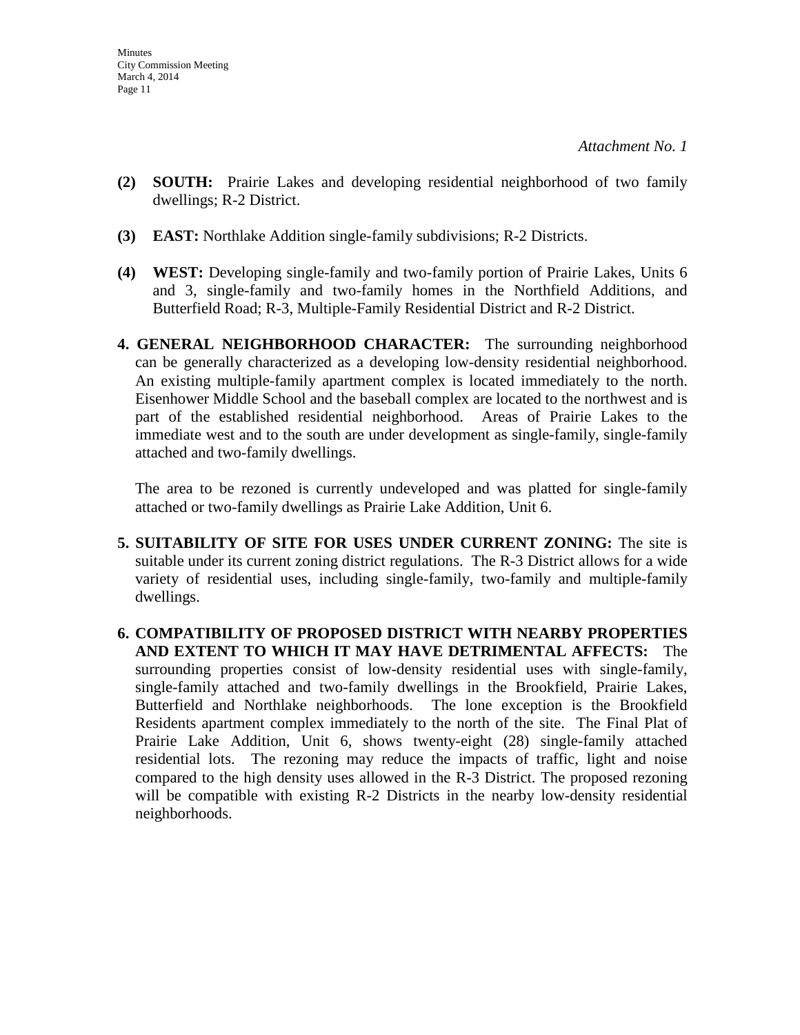*Attachment No. 1*

**(2) SOUTH:** Prairie Lakes and developing residential neighborhood of two family dwellings; R-2 District.

**(3) EAST:** Northlake Addition single-family subdivisions; R-2 Districts.

**(4) WEST:** Developing single-family and two-family portion of Prairie Lakes, Units 6 and 3, single-family and two-family homes in the Northfield Additions, and Butterfield Road; R-3, Multiple-Family Residential District and R-2 District.

**4. GENERAL NEIGHBORHOOD CHARACTER:** The surrounding neighborhood can be generally characterized as a developing low-density residential neighborhood. An existing multiple-family apartment complex is located immediately to the north. Eisenhower Middle School and the baseball complex are located to the northwest and is part of the established residential neighborhood. Areas of Prairie Lakes to the immediate west and to the south are under development as single-family, single-family attached and two-family dwellings.

The area to be rezoned is currently undeveloped and was platted for single-family attached or two-family dwellings as Prairie Lake Addition, Unit 6.

**5. SUITABILITY OF SITE FOR USES UNDER CURRENT ZONING:** The site is suitable under its current zoning district regulations. The R-3 District allows for a wide variety of residential uses, including single-family, two-family and multiple-family dwellings.

**6. COMPATIBILITY OF PROPOSED DISTRICT WITH NEARBY PROPERTIES AND EXTENT TO WHICH IT MAY HAVE DETRIMENTAL AFFECTS:** The surrounding properties consist of low-density residential uses with single-family, single-family attached and two-family dwellings in the Brookfield, Prairie Lakes, Butterfield and Northlake neighborhoods. The lone exception is the Brookfield Residents apartment complex immediately to the north of the site. The Final Plat of Prairie Lake Addition, Unit 6, shows twenty-eight (28) single-family attached residential lots. The rezoning may reduce the impacts of traffic, light and noise compared to the high density uses allowed in the R-3 District. The proposed rezoning will be compatible with existing R-2 Districts in the nearby low-density residential neighborhoods.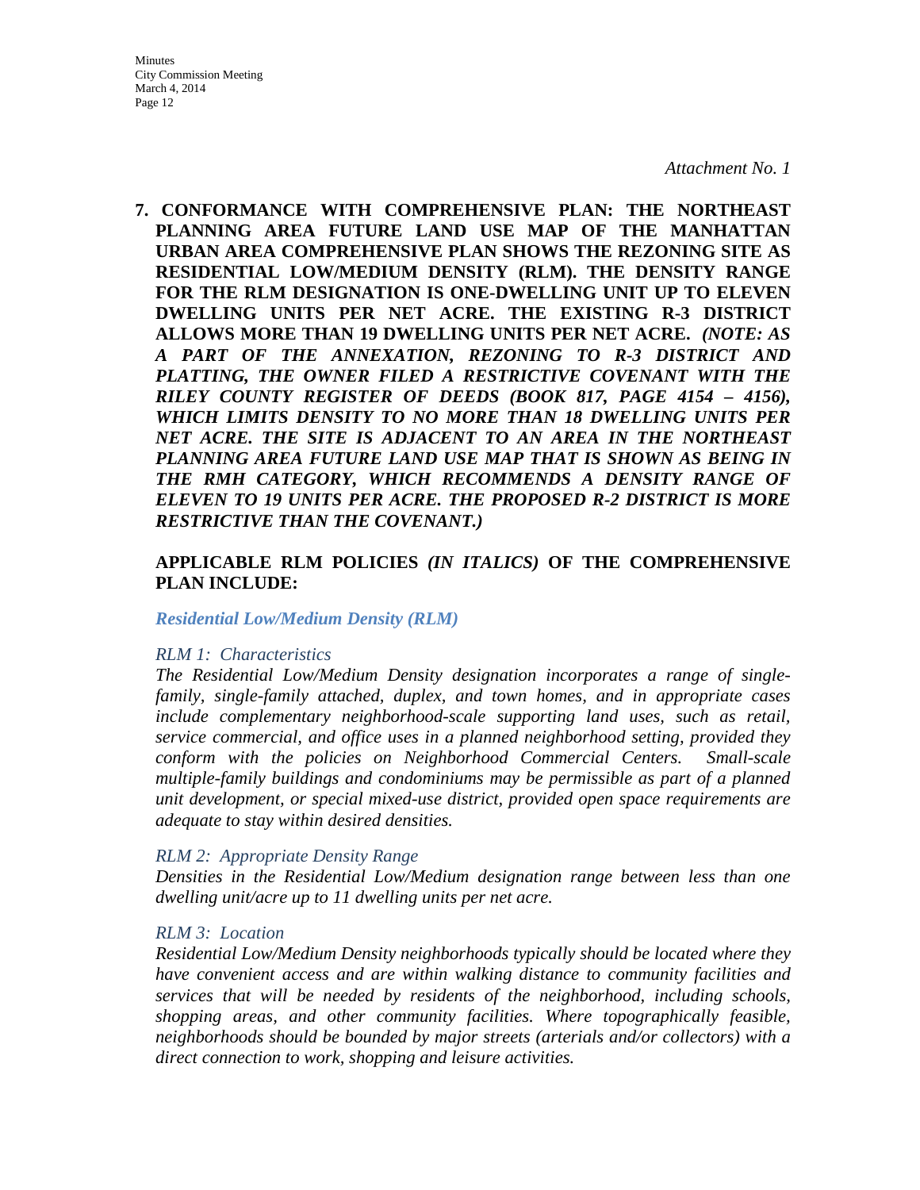*Attachment No. 1*

**7. CONFORMANCE WITH COMPREHENSIVE PLAN: THE NORTHEAST PLANNING AREA FUTURE LAND USE MAP OF THE MANHATTAN URBAN AREA COMPREHENSIVE PLAN SHOWS THE REZONING SITE AS RESIDENTIAL LOW/MEDIUM DENSITY (RLM). THE DENSITY RANGE FOR THE RLM DESIGNATION IS ONE-DWELLING UNIT UP TO ELEVEN DWELLING UNITS PER NET ACRE. THE EXISTING R-3 DISTRICT ALLOWS MORE THAN 19 DWELLING UNITS PER NET ACRE.** ***(NOTE: AS A PART OF THE ANNEXATION, REZONING TO R-3 DISTRICT AND PLATTING, THE OWNER FILED A RESTRICTIVE COVENANT WITH THE RILEY COUNTY REGISTER OF DEEDS (BOOK 817, PAGE 4154 – 4156), WHICH LIMITS DENSITY TO NO MORE THAN 18 DWELLING UNITS PER NET ACRE. THE SITE IS ADJACENT TO AN AREA IN THE NORTHEAST PLANNING AREA FUTURE LAND USE MAP THAT IS SHOWN AS BEING IN THE RMH CATEGORY, WHICH RECOMMENDS A DENSITY RANGE OF ELEVEN TO 19 UNITS PER ACRE. THE PROPOSED R-2 DISTRICT IS MORE RESTRICTIVE THAN THE COVENANT.)***

**APPLICABLE RLM POLICIES** ***(IN ITALICS)*** **OF THE COMPREHENSIVE PLAN INCLUDE:**

***Residential Low/Medium Density (RLM)***

*RLM 1: Characteristics*

*The Residential Low/Medium Density designation incorporates a range of single-family, single-family attached, duplex, and town homes, and in appropriate cases include complementary neighborhood-scale supporting land uses, such as retail, service commercial, and office uses in a planned neighborhood setting, provided they conform with the policies on Neighborhood Commercial Centers. Small-scale multiple-family buildings and condominiums may be permissible as part of a planned unit development, or special mixed-use district, provided open space requirements are adequate to stay within desired densities.*

*RLM 2: Appropriate Density Range*

*Densities in the Residential Low/Medium designation range between less than one dwelling unit/acre up to 11 dwelling units per net acre.*

*RLM 3: Location*

*Residential Low/Medium Density neighborhoods typically should be located where they have convenient access and are within walking distance to community facilities and services that will be needed by residents of the neighborhood, including schools, shopping areas, and other community facilities. Where topographically feasible, neighborhoods should be bounded by major streets (arterials and/or collectors) with a direct connection to work, shopping and leisure activities.*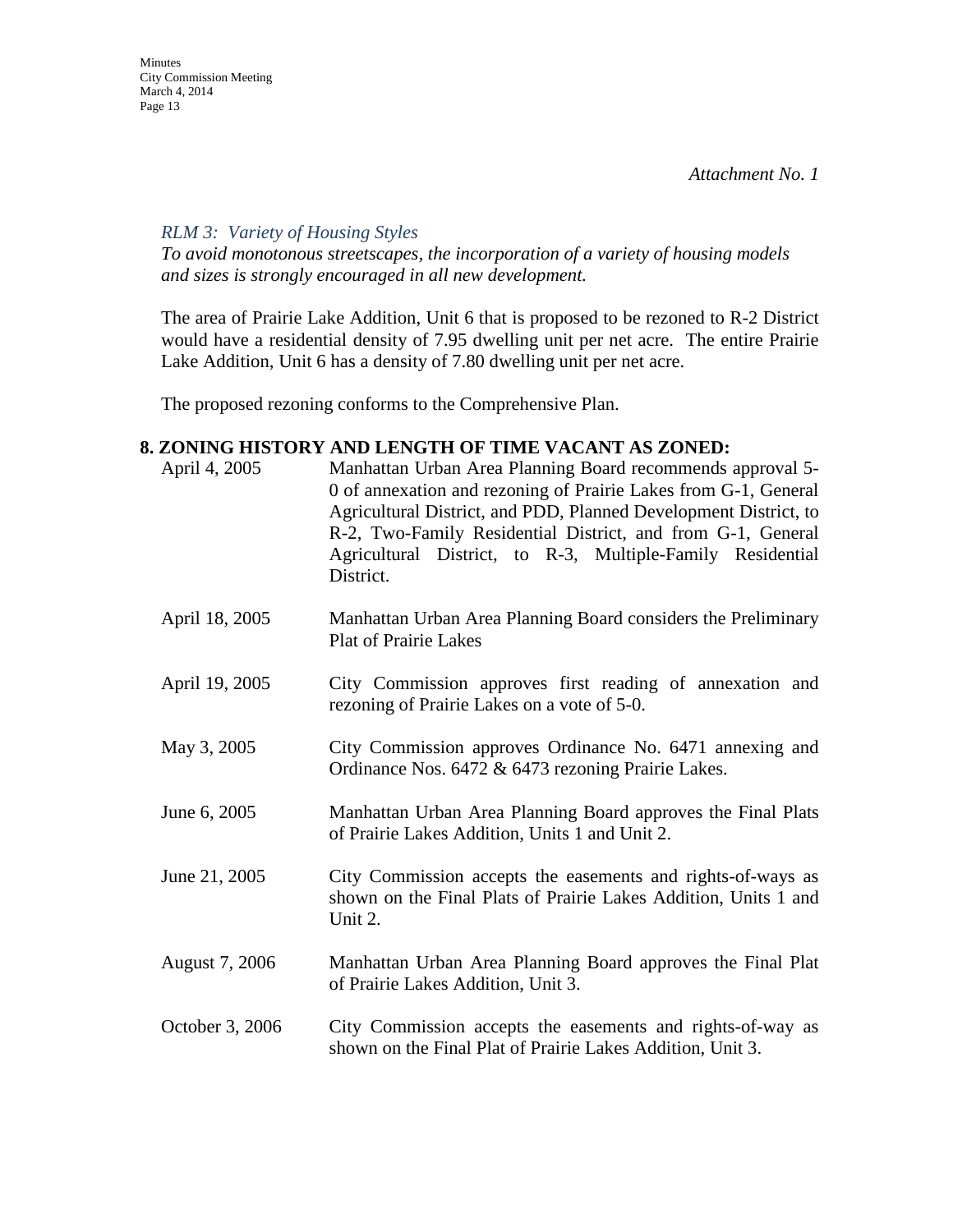*Attachment No. 1*

*RLM 3: Variety of Housing Styles*
*To avoid monotonous streetscapes, the incorporation of a variety of housing models and sizes is strongly encouraged in all new development.*

The area of Prairie Lake Addition, Unit 6 that is proposed to be rezoned to R-2 District would have a residential density of 7.95 dwelling unit per net acre. The entire Prairie Lake Addition, Unit 6 has a density of 7.80 dwelling unit per net acre.

The proposed rezoning conforms to the Comprehensive Plan.

**8. ZONING HISTORY AND LENGTH OF TIME VACANT AS ZONED:**

| | |
|---|---|
| April 4, 2005 | Manhattan Urban Area Planning Board recommends approval 5-0 of annexation and rezoning of Prairie Lakes from G-1, General Agricultural District, and PDD, Planned Development District, to R-2, Two-Family Residential District, and from G-1, General Agricultural District, to R-3, Multiple-Family Residential District. |
| April 18, 2005 | Manhattan Urban Area Planning Board considers the Preliminary Plat of Prairie Lakes |
| April 19, 2005 | City Commission approves first reading of annexation and rezoning of Prairie Lakes on a vote of 5-0. |
| May 3, 2005 | City Commission approves Ordinance No. 6471 annexing and Ordinance Nos. 6472 & 6473 rezoning Prairie Lakes. |
| June 6, 2005 | Manhattan Urban Area Planning Board approves the Final Plats of Prairie Lakes Addition, Units 1 and Unit 2. |
| June 21, 2005 | City Commission accepts the easements and rights-of-ways as shown on the Final Plats of Prairie Lakes Addition, Units 1 and Unit 2. |
| August 7, 2006 | Manhattan Urban Area Planning Board approves the Final Plat of Prairie Lakes Addition, Unit 3. |
| October 3, 2006 | City Commission accepts the easements and rights-of-way as shown on the Final Plat of Prairie Lakes Addition, Unit 3. |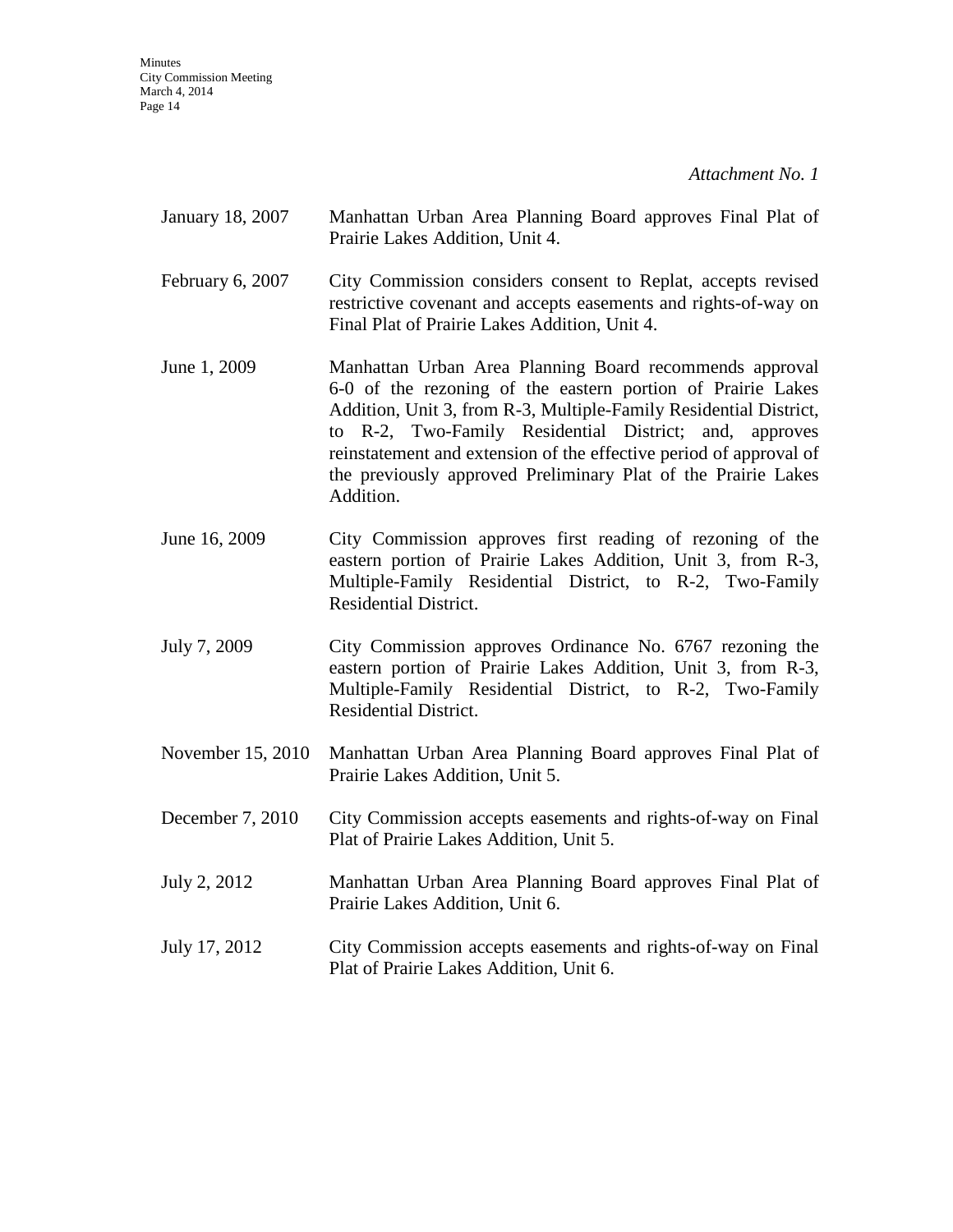*Attachment No. 1*

| | |
|---|---|
| January 18, 2007 | Manhattan Urban Area Planning Board approves Final Plat of Prairie Lakes Addition, Unit 4. |
| February 6, 2007 | City Commission considers consent to Replat, accepts revised restrictive covenant and accepts easements and rights-of-way on Final Plat of Prairie Lakes Addition, Unit 4. |
| June 1, 2009 | Manhattan Urban Area Planning Board recommends approval 6-0 of the rezoning of the eastern portion of Prairie Lakes Addition, Unit 3, from R-3, Multiple-Family Residential District, to R-2, Two-Family Residential District; and, approves reinstatement and extension of the effective period of approval of the previously approved Preliminary Plat of the Prairie Lakes Addition. |
| June 16, 2009 | City Commission approves first reading of rezoning of the eastern portion of Prairie Lakes Addition, Unit 3, from R-3, Multiple-Family Residential District, to R-2, Two-Family Residential District. |
| July 7, 2009 | City Commission approves Ordinance No. 6767 rezoning the eastern portion of Prairie Lakes Addition, Unit 3, from R-3, Multiple-Family Residential District, to R-2, Two-Family Residential District. |
| November 15, 2010 | Manhattan Urban Area Planning Board approves Final Plat of Prairie Lakes Addition, Unit 5. |
| December 7, 2010 | City Commission accepts easements and rights-of-way on Final Plat of Prairie Lakes Addition, Unit 5. |
| July 2, 2012 | Manhattan Urban Area Planning Board approves Final Plat of Prairie Lakes Addition, Unit 6. |
| July 17, 2012 | City Commission accepts easements and rights-of-way on Final Plat of Prairie Lakes Addition, Unit 6. |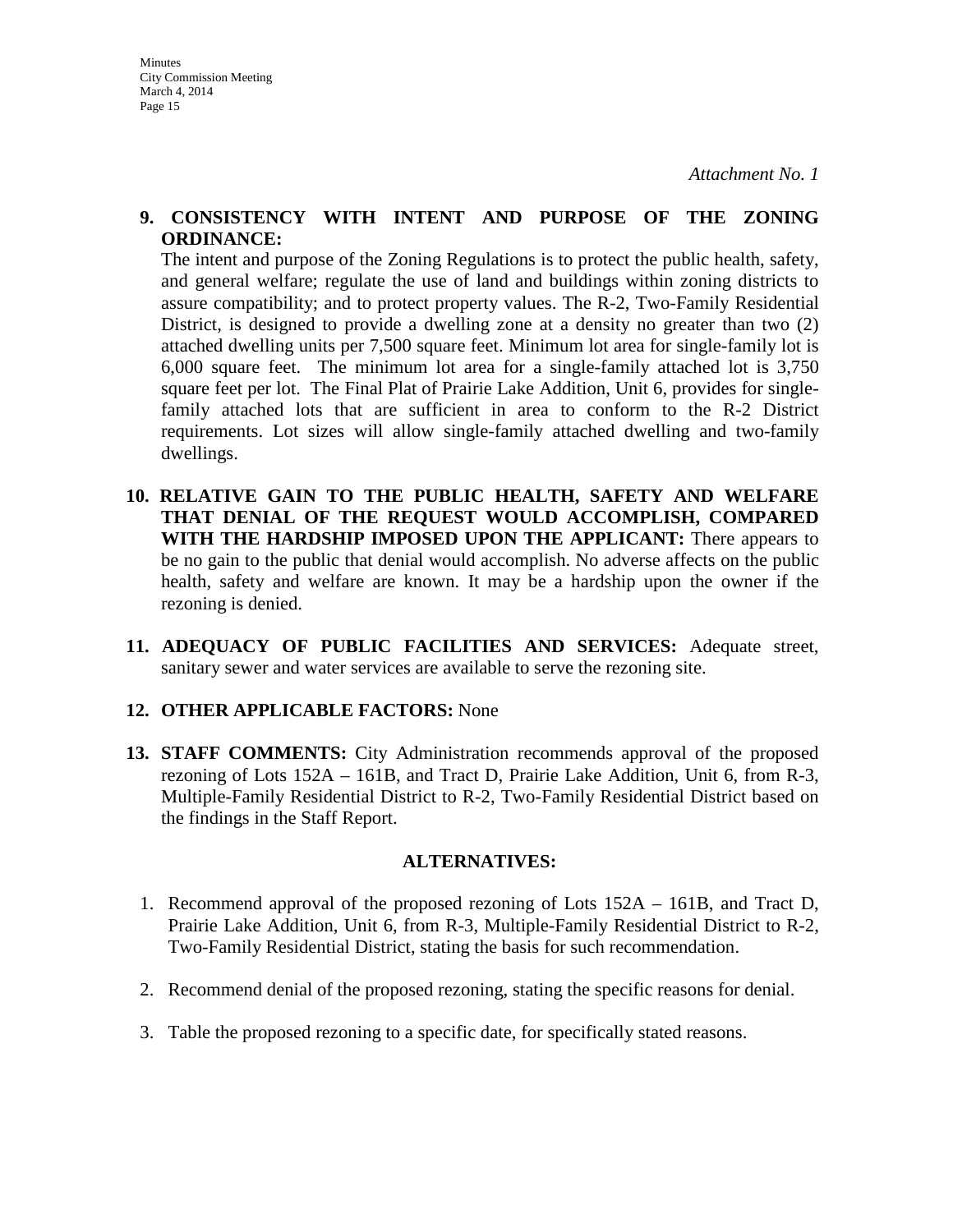*Attachment No. 1*

**9. CONSISTENCY WITH INTENT AND PURPOSE OF THE ZONING ORDINANCE:**
The intent and purpose of the Zoning Regulations is to protect the public health, safety, and general welfare; regulate the use of land and buildings within zoning districts to assure compatibility; and to protect property values. The R-2, Two-Family Residential District, is designed to provide a dwelling zone at a density no greater than two (2) attached dwelling units per 7,500 square feet. Minimum lot area for single-family lot is 6,000 square feet. The minimum lot area for a single-family attached lot is 3,750 square feet per lot. The Final Plat of Prairie Lake Addition, Unit 6, provides for single-family attached lots that are sufficient in area to conform to the R-2 District requirements. Lot sizes will allow single-family attached dwelling and two-family dwellings.

**10. RELATIVE GAIN TO THE PUBLIC HEALTH, SAFETY AND WELFARE THAT DENIAL OF THE REQUEST WOULD ACCOMPLISH, COMPARED WITH THE HARDSHIP IMPOSED UPON THE APPLICANT:** There appears to be no gain to the public that denial would accomplish. No adverse affects on the public health, safety and welfare are known. It may be a hardship upon the owner if the rezoning is denied.

**11. ADEQUACY OF PUBLIC FACILITIES AND SERVICES:** Adequate street, sanitary sewer and water services are available to serve the rezoning site.

**12. OTHER APPLICABLE FACTORS:** None

**13. STAFF COMMENTS:** City Administration recommends approval of the proposed rezoning of Lots 152A – 161B, and Tract D, Prairie Lake Addition, Unit 6, from R-3, Multiple-Family Residential District to R-2, Two-Family Residential District based on the findings in the Staff Report.

**ALTERNATIVES:**

1. Recommend approval of the proposed rezoning of Lots 152A – 161B, and Tract D, Prairie Lake Addition, Unit 6, from R-3, Multiple-Family Residential District to R-2, Two-Family Residential District, stating the basis for such recommendation.
2. Recommend denial of the proposed rezoning, stating the specific reasons for denial.
3. Table the proposed rezoning to a specific date, for specifically stated reasons.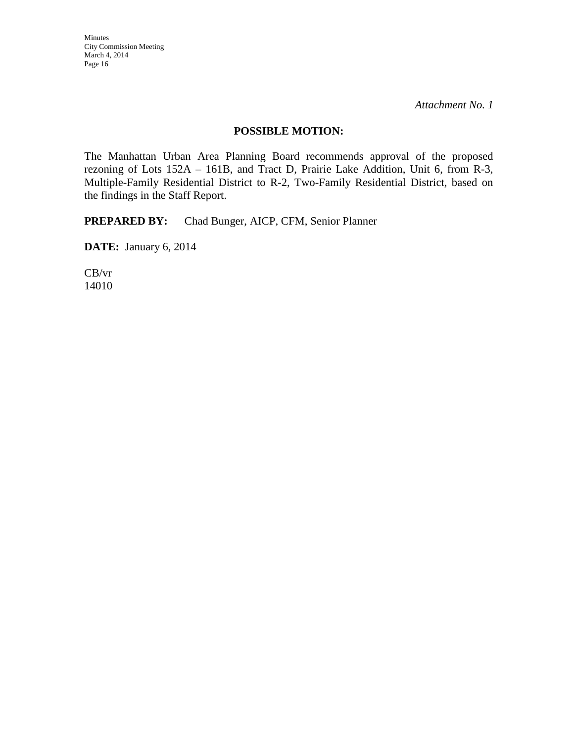*Attachment No. 1*

**POSSIBLE MOTION:**

The Manhattan Urban Area Planning Board recommends approval of the proposed rezoning of Lots 152A – 161B, and Tract D, Prairie Lake Addition, Unit 6, from R-3, Multiple-Family Residential District to R-2, Two-Family Residential District, based on the findings in the Staff Report.

**PREPARED BY:** Chad Bunger, AICP, CFM, Senior Planner

**DATE:** January 6, 2014

CB/vr
14010